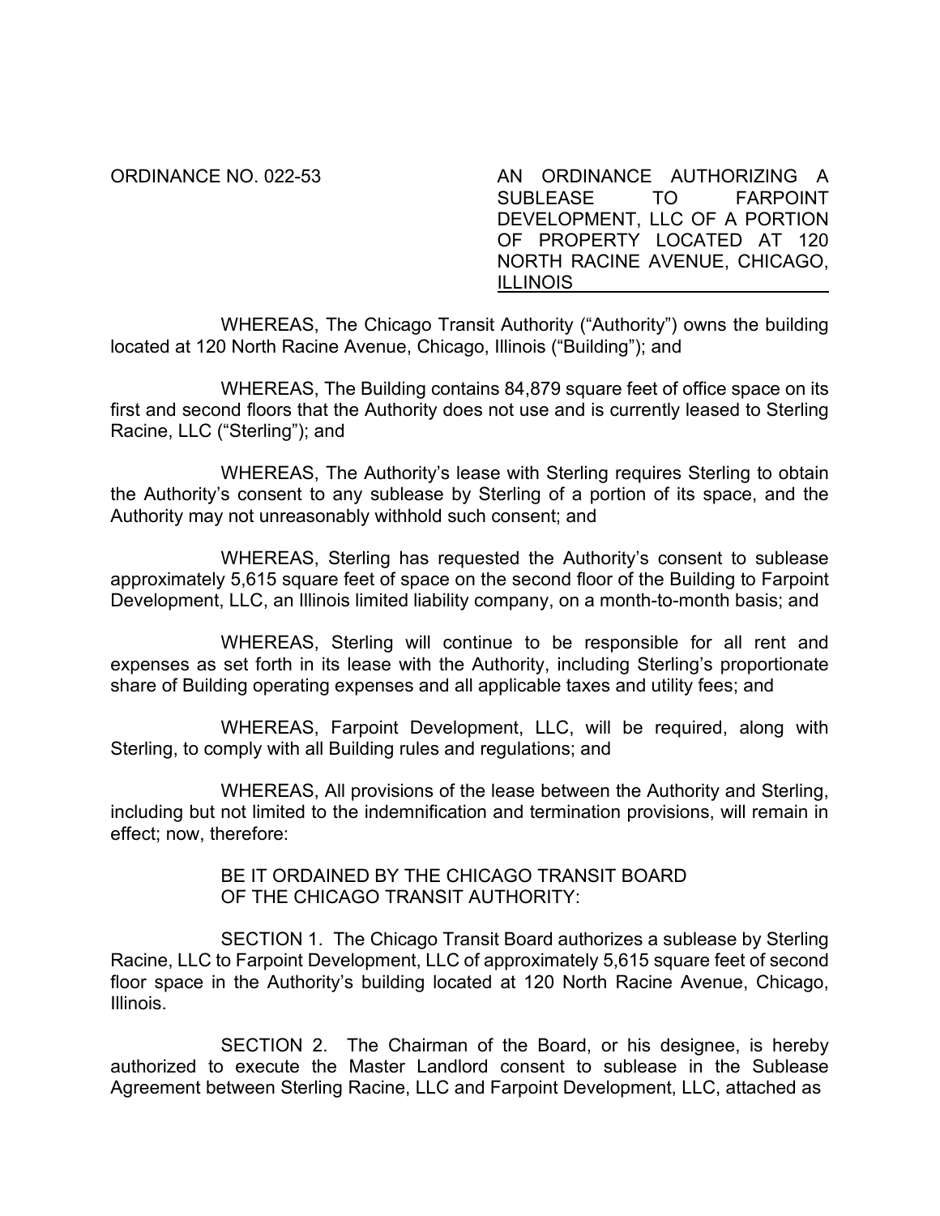ORDINANCE NO. 022-53

**AN ORDINANCE AUTHORIZING A SUBLEASE TO FARPOINT DEVELOPMENT, LLC OF A PORTION OF PROPERTY LOCATED AT 120 NORTH RACINE AVENUE, CHICAGO, ILLINOIS**

WHEREAS, The Chicago Transit Authority ("Authority") owns the building located at 120 North Racine Avenue, Chicago, Illinois ("Building"); and

WHEREAS, The Building contains 84,879 square feet of office space on its first and second floors that the Authority does not use and is currently leased to Sterling Racine, LLC ("Sterling"); and

WHEREAS, The Authority's lease with Sterling requires Sterling to obtain the Authority's consent to any sublease by Sterling of a portion of its space, and the Authority may not unreasonably withhold such consent; and

WHEREAS, Sterling has requested the Authority's consent to sublease approximately 5,615 square feet of space on the second floor of the Building to Farpoint Development, LLC, an Illinois limited liability company, on a month-to-month basis; and

WHEREAS, Sterling will continue to be responsible for all rent and expenses as set forth in its lease with the Authority, including Sterling's proportionate share of Building operating expenses and all applicable taxes and utility fees; and

WHEREAS, Farpoint Development, LLC, will be required, along with Sterling, to comply with all Building rules and regulations; and

WHEREAS, All provisions of the lease between the Authority and Sterling, including but not limited to the indemnification and termination provisions, will remain in effect; now, therefore:

BE IT ORDAINED BY THE CHICAGO TRANSIT BOARD OF THE CHICAGO TRANSIT AUTHORITY:

SECTION 1. The Chicago Transit Board authorizes a sublease by Sterling Racine, LLC to Farpoint Development, LLC of approximately 5,615 square feet of second floor space in the Authority's building located at 120 North Racine Avenue, Chicago, Illinois.

SECTION 2. The Chairman of the Board, or his designee, is hereby authorized to execute the Master Landlord consent to sublease in the Sublease Agreement between Sterling Racine, LLC and Farpoint Development, LLC, attached as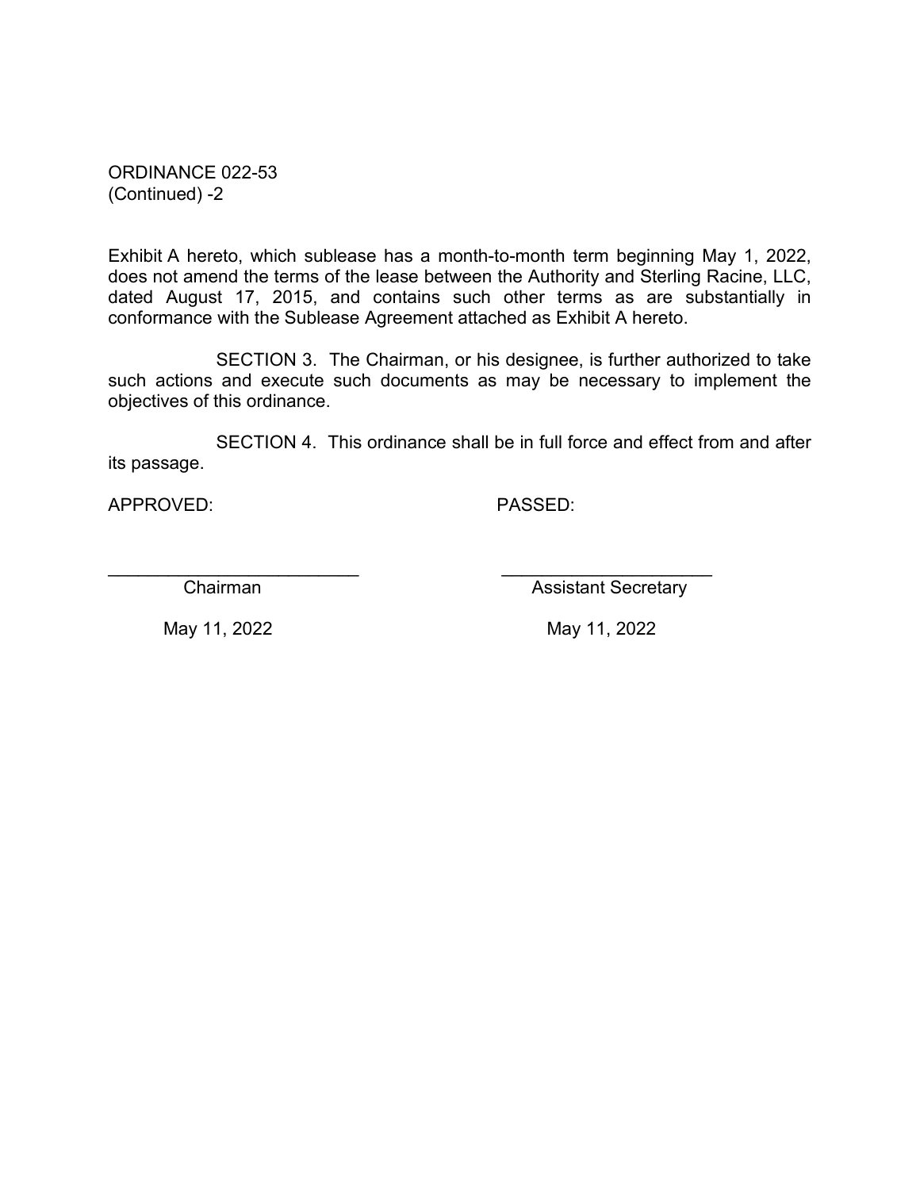ORDINANCE 022-53
(Continued) -2

Exhibit A hereto, which sublease has a month-to-month term beginning May 1, 2022, does not amend the terms of the lease between the Authority and Sterling Racine, LLC, dated August 17, 2015, and contains such other terms as are substantially in conformance with the Sublease Agreement attached as Exhibit A hereto.

SECTION 3. The Chairman, or his designee, is further authorized to take such actions and execute such documents as may be necessary to implement the objectives of this ordinance.

SECTION 4. This ordinance shall be in full force and effect from and after its passage.

APPROVED: PASSED:

\_\_\_\_\_\_\_\_\_\_\_\_\_\_\_\_\_\_\_\_\_\_\_\_\_\_ \_\_\_\_\_\_\_\_\_\_\_\_\_\_\_\_\_\_\_\_\_\_

Chairman Assistant Secretary

May 11, 2022 May 11, 2022